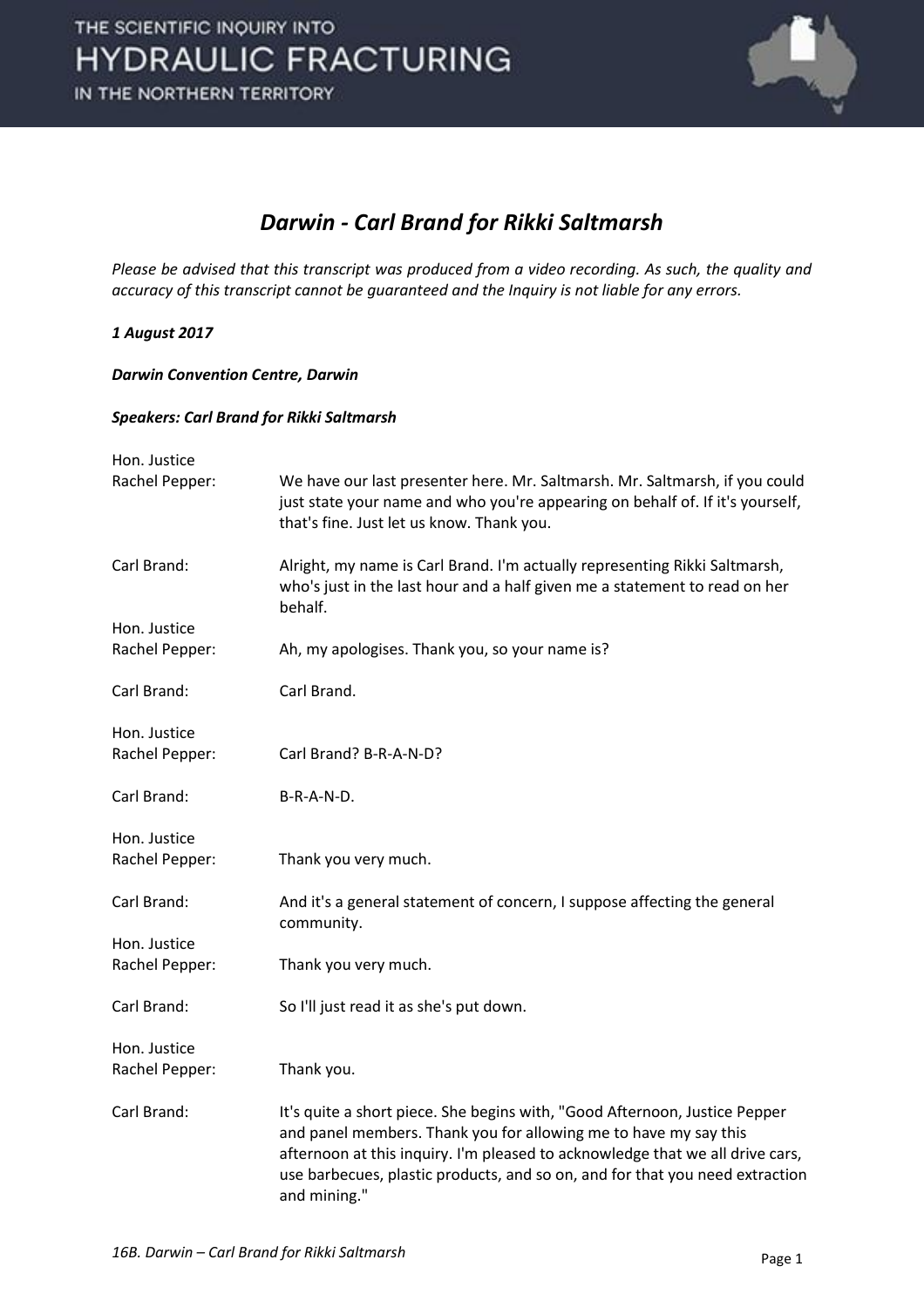# *Darwin - Carl Brand for Rikki Saltmarsh*

*Please be advised that this transcript was produced from a video recording. As such, the quality and accuracy of this transcript cannot be guaranteed and the Inquiry is not liable for any errors.*

***1 August 2017***

***Darwin Convention Centre, Darwin***

***Speakers: Carl Brand for Rikki Saltmarsh***

| | |
|---|---|
| Hon. Justice Rachel Pepper: | We have our last presenter here. Mr. Saltmarsh. Mr. Saltmarsh, if you could just state your name and who you're appearing on behalf of. If it's yourself, that's fine. Just let us know. Thank you. |
| Carl Brand: | Alright, my name is Carl Brand. I'm actually representing Rikki Saltmarsh, who's just in the last hour and a half given me a statement to read on her behalf. |
| Hon. Justice Rachel Pepper: | Ah, my apologises. Thank you, so your name is? |
| Carl Brand: | Carl Brand. |
| Hon. Justice Rachel Pepper: | Carl Brand? B-R-A-N-D? |
| Carl Brand: | B-R-A-N-D. |
| Hon. Justice Rachel Pepper: | Thank you very much. |
| Carl Brand: | And it's a general statement of concern, I suppose affecting the general community. |
| Hon. Justice Rachel Pepper: | Thank you very much. |
| Carl Brand: | So I'll just read it as she's put down. |
| Hon. Justice Rachel Pepper: | Thank you. |
| Carl Brand: | It's quite a short piece. She begins with, "Good Afternoon, Justice Pepper and panel members. Thank you for allowing me to have my say this afternoon at this inquiry. I'm pleased to acknowledge that we all drive cars, use barbecues, plastic products, and so on, and for that you need extraction and mining." |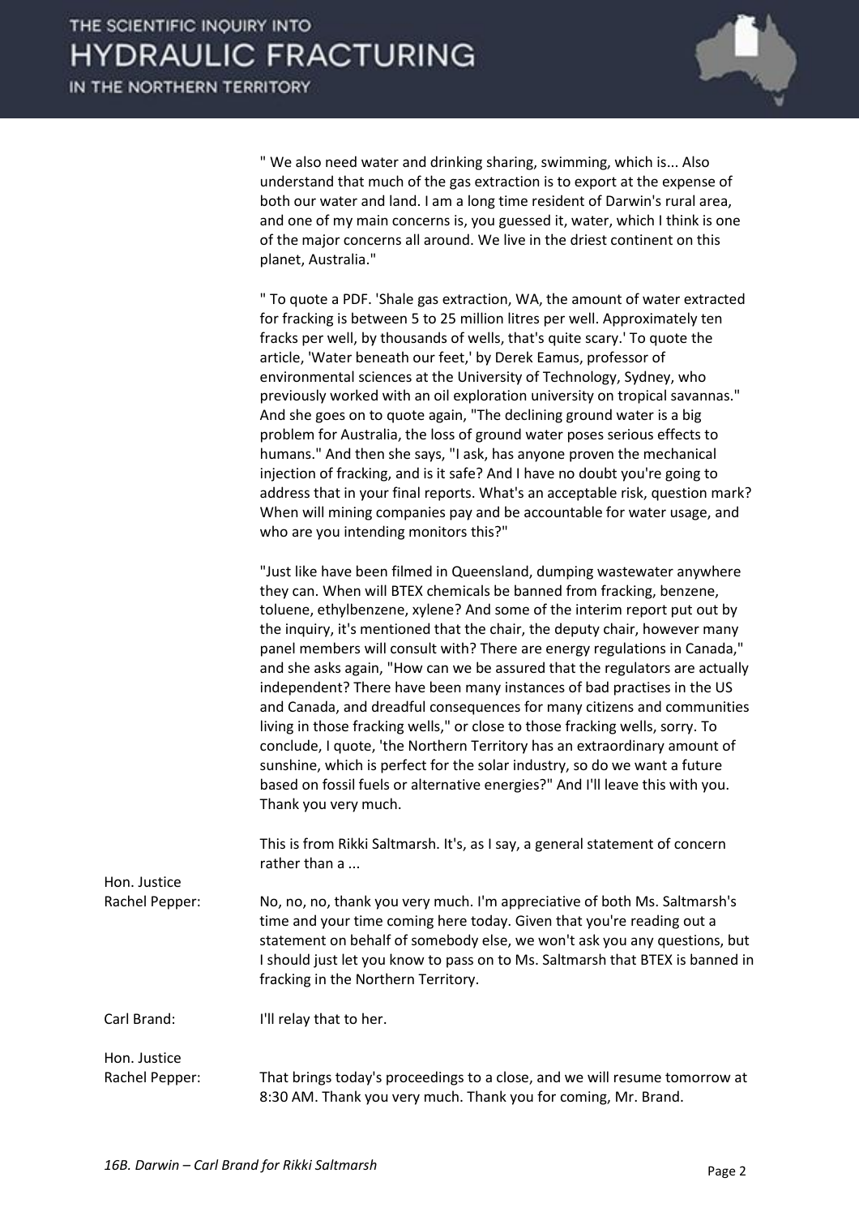" We also need water and drinking sharing, swimming, which is... Also understand that much of the gas extraction is to export at the expense of both our water and land. I am a long time resident of Darwin's rural area, and one of my main concerns is, you guessed it, water, which I think is one of the major concerns all around. We live in the driest continent on this planet, Australia."

" To quote a PDF. 'Shale gas extraction, WA, the amount of water extracted for fracking is between 5 to 25 million litres per well. Approximately ten fracks per well, by thousands of wells, that's quite scary.' To quote the article, 'Water beneath our feet,' by Derek Eamus, professor of environmental sciences at the University of Technology, Sydney, who previously worked with an oil exploration university on tropical savannas." And she goes on to quote again, "The declining ground water is a big problem for Australia, the loss of ground water poses serious effects to humans." And then she says, "I ask, has anyone proven the mechanical injection of fracking, and is it safe? And I have no doubt you're going to address that in your final reports. What's an acceptable risk, question mark? When will mining companies pay and be accountable for water usage, and who are you intending monitors this?"

"Just like have been filmed in Queensland, dumping wastewater anywhere they can. When will BTEX chemicals be banned from fracking, benzene, toluene, ethylbenzene, xylene? And some of the interim report put out by the inquiry, it's mentioned that the chair, the deputy chair, however many panel members will consult with? There are energy regulations in Canada," and she asks again, "How can we be assured that the regulators are actually independent? There have been many instances of bad practises in the US and Canada, and dreadful consequences for many citizens and communities living in those fracking wells," or close to those fracking wells, sorry. To conclude, I quote, 'the Northern Territory has an extraordinary amount of sunshine, which is perfect for the solar industry, so do we want a future based on fossil fuels or alternative energies?" And I'll leave this with you. Thank you very much.

This is from Rikki Saltmarsh. It's, as I say, a general statement of concern rather than a ...

**Hon. Justice Rachel Pepper:** No, no, no, thank you very much. I'm appreciative of both Ms. Saltmarsh's time and your time coming here today. Given that you're reading out a statement on behalf of somebody else, we won't ask you any questions, but I should just let you know to pass on to Ms. Saltmarsh that BTEX is banned in fracking in the Northern Territory.

**Carl Brand:** I'll relay that to her.

**Hon. Justice Rachel Pepper:** That brings today's proceedings to a close, and we will resume tomorrow at 8:30 AM. Thank you very much. Thank you for coming, Mr. Brand.